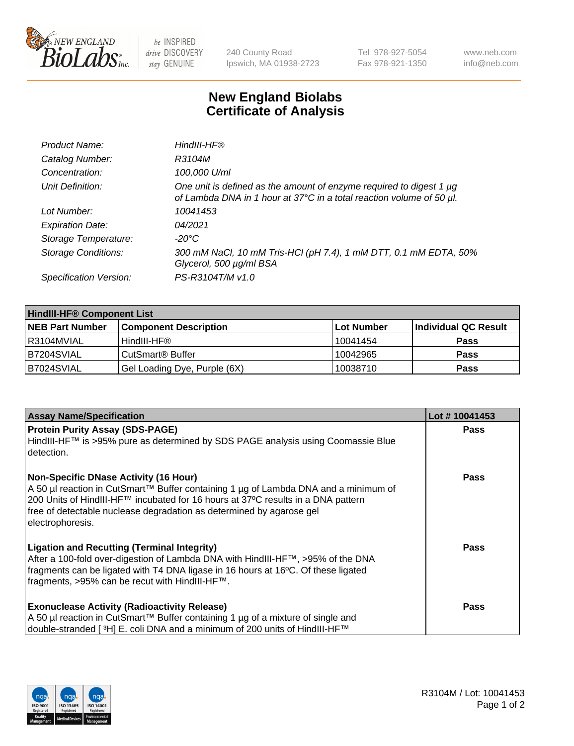240 County Road
Ipswich, MA 01938-2723

Tel 978-927-5054
Fax 978-921-1350

www.neb.com
info@neb.com

# New England Biolabs
# Certificate of Analysis

| | |
|---|---|
| *Product Name:* | *HindIII-HF®* |
| *Catalog Number:* | *R3104M* |
| *Concentration:* | *100,000 U/ml* |
| *Unit Definition:* | *One unit is defined as the amount of enzyme required to digest 1 µg of Lambda DNA in 1 hour at 37°C in a total reaction volume of 50 µl.* |
| *Lot Number:* | *10041453* |
| *Expiration Date:* | *04/2021* |
| *Storage Temperature:* | *-20°C* |
| *Storage Conditions:* | *300 mM NaCl, 10 mM Tris-HCl (pH 7.4), 1 mM DTT, 0.1 mM EDTA, 50% Glycerol, 500 µg/ml BSA* |
| *Specification Version:* | *PS-R3104T/M v1.0* |

| **HindIII-HF® Component List** | | | |
|---|---|---|---|
| **NEB Part Number** | **Component Description** | **Lot Number** | **Individual QC Result** |
| R3104MVIAL | HindIII-HF® | 10041454 | **Pass** |
| B7204SVIAL | CutSmart® Buffer | 10042965 | **Pass** |
| B7024SVIAL | Gel Loading Dye, Purple (6X) | 10038710 | **Pass** |

| **Assay Name/Specification** | **Lot # 10041453** |
|---|---|
| **Protein Purity Assay (SDS-PAGE)**<br>HindIII-HF™ is >95% pure as determined by SDS PAGE analysis using Coomassie Blue detection. | **Pass** |
| **Non-Specific DNase Activity (16 Hour)**<br>A 50 µl reaction in CutSmart™ Buffer containing 1 µg of Lambda DNA and a minimum of 200 Units of HindIII-HF™ incubated for 16 hours at 37ºC results in a DNA pattern free of detectable nuclease degradation as determined by agarose gel electrophoresis. | **Pass** |
| **Ligation and Recutting (Terminal Integrity)**<br>After a 100-fold over-digestion of Lambda DNA with HindIII-HF™, >95% of the DNA fragments can be ligated with T4 DNA ligase in 16 hours at 16ºC. Of these ligated fragments, >95% can be recut with HindIII-HF™. | **Pass** |
| **Exonuclease Activity (Radioactivity Release)**<br>A 50 µl reaction in CutSmart™ Buffer containing 1 µg of a mixture of single and double-stranded [ $^3$H] E. coli DNA and a minimum of 200 units of HindIII-HF™ | **Pass** |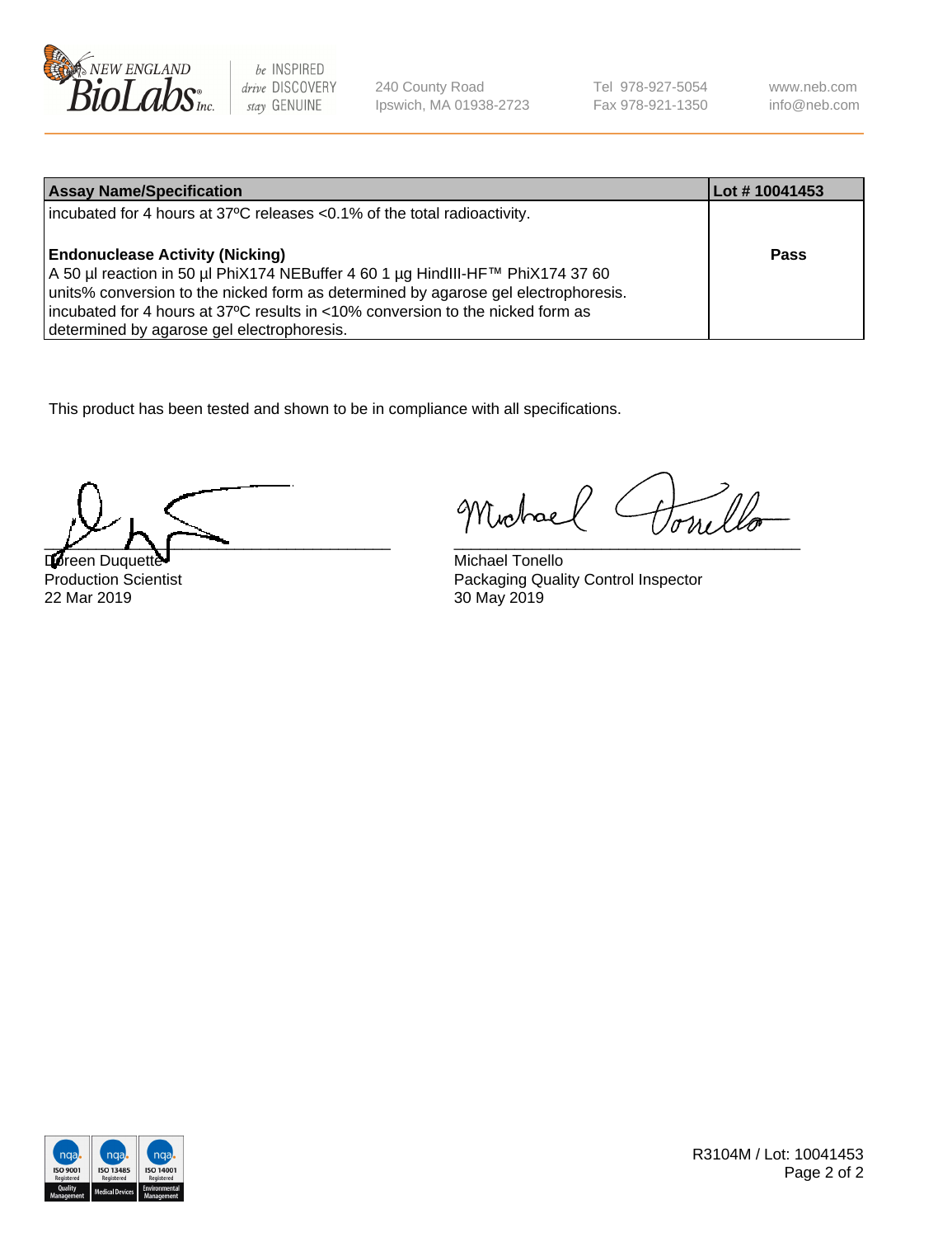| Assay Name/Specification | Lot # 10041453 |
|---|---|
| incubated for 4 hours at 37ºC releases <0.1% of the total radioactivity. | |
| **Endonuclease Activity (Nicking)**<br>A 50 µl reaction in 50 µl PhiX174 NEBuffer 4 60 1 µg HindIII-HF™ PhiX174 37 60 units% conversion to the nicked form as determined by agarose gel electrophoresis. incubated for 4 hours at 37ºC results in <10% conversion to the nicked form as determined by agarose gel electrophoresis. | **Pass** |

This product has been tested and shown to be in compliance with all specifications.

Doreen Duquette
Production Scientist
22 Mar 2019

Michael Tonello
Packaging Quality Control Inspector
30 May 2019

R3104M / Lot: 10041453